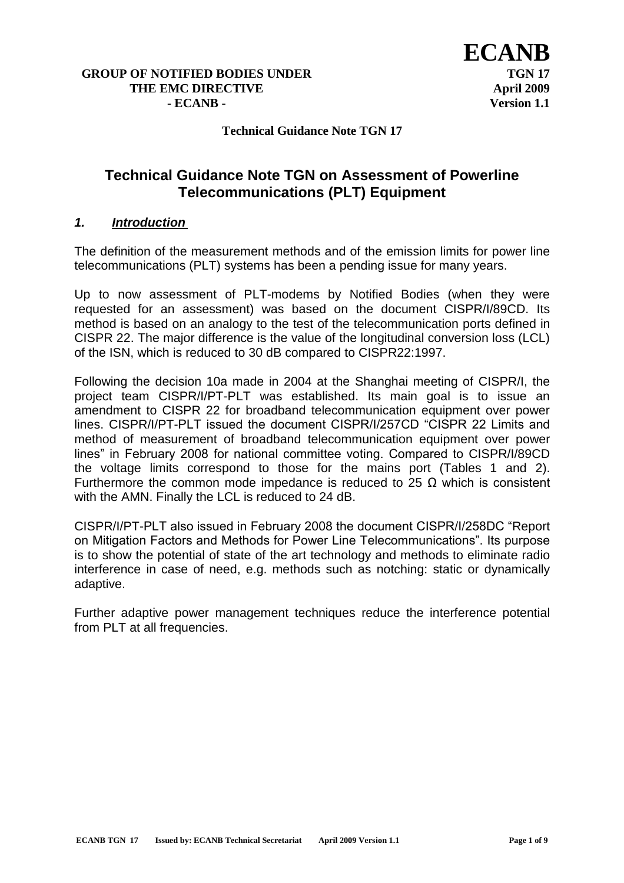**GROUP OF NOTIFIED BODIES UNDER THE EMC DIRECTIVE - ECANB -**

**ECANB**
**TGN 17**
**April 2009**
**Version 1.1**

**Technical Guidance Note TGN 17**

# Technical Guidance Note TGN on Assessment of Powerline Telecommunications (PLT) Equipment

## *1. Introduction*

The definition of the measurement methods and of the emission limits for power line telecommunications (PLT) systems has been a pending issue for many years.

Up to now assessment of PLT-modems by Notified Bodies (when they were requested for an assessment) was based on the document CISPR/I/89CD. Its method is based on an analogy to the test of the telecommunication ports defined in CISPR 22. The major difference is the value of the longitudinal conversion loss (LCL) of the ISN, which is reduced to 30 dB compared to CISPR22:1997.

Following the decision 10a made in 2004 at the Shanghai meeting of CISPR/I, the project team CISPR/I/PT-PLT was established. Its main goal is to issue an amendment to CISPR 22 for broadband telecommunication equipment over power lines. CISPR/I/PT-PLT issued the document CISPR/I/257CD "CISPR 22 Limits and method of measurement of broadband telecommunication equipment over power lines" in February 2008 for national committee voting. Compared to CISPR/I/89CD the voltage limits correspond to those for the mains port (Tables 1 and 2). Furthermore the common mode impedance is reduced to 25 Ω which is consistent with the AMN. Finally the LCL is reduced to 24 dB.

CISPR/I/PT-PLT also issued in February 2008 the document CISPR/I/258DC "Report on Mitigation Factors and Methods for Power Line Telecommunications". Its purpose is to show the potential of state of the art technology and methods to eliminate radio interference in case of need, e.g. methods such as notching: static or dynamically adaptive.

Further adaptive power management techniques reduce the interference potential from PLT at all frequencies.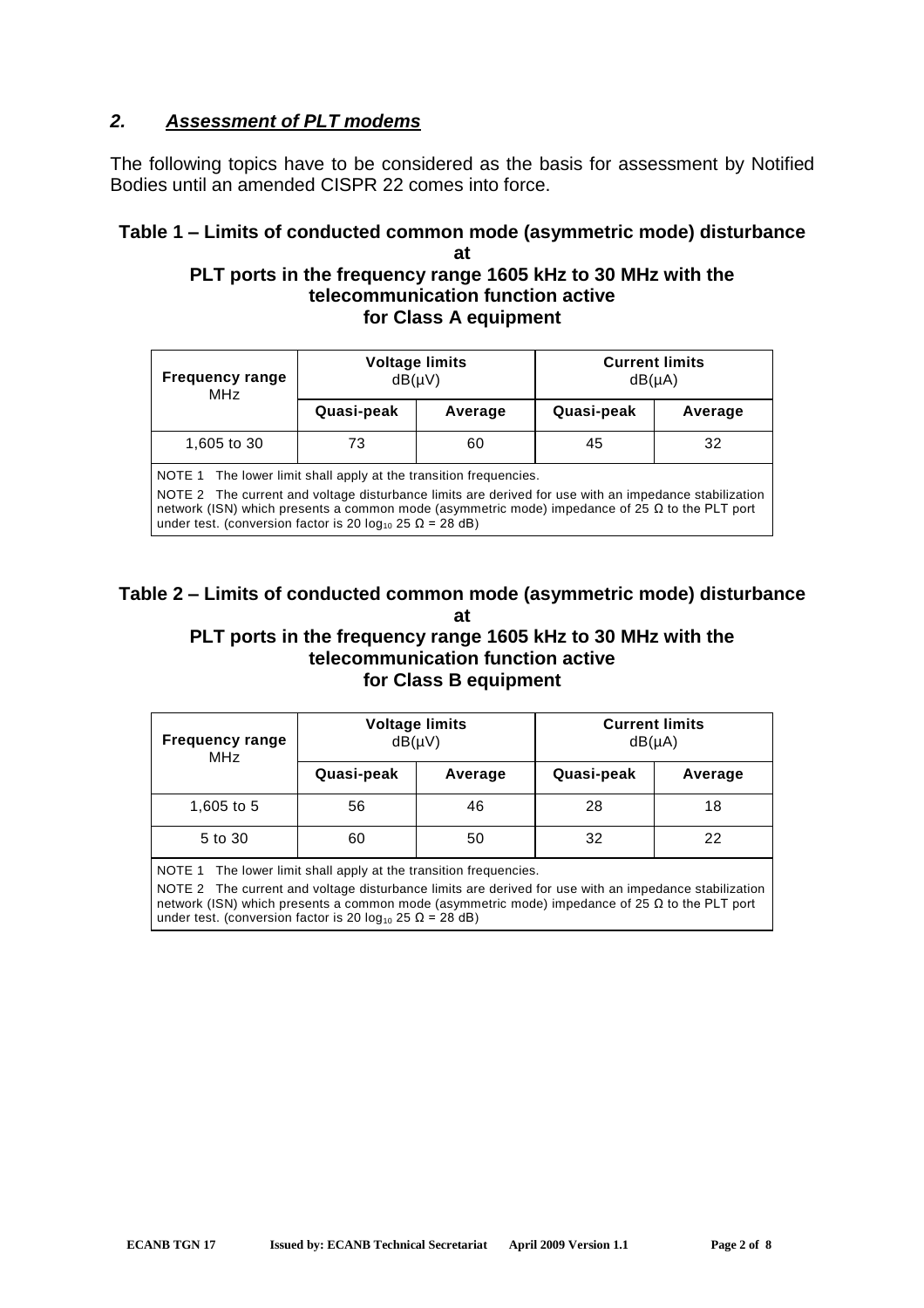## *2. Assessment of PLT modems*

The following topics have to be considered as the basis for assessment by Notified Bodies until an amended CISPR 22 comes into force.

**Table 1 – Limits of conducted common mode (asymmetric mode) disturbance at PLT ports in the frequency range 1605 kHz to 30 MHz with the telecommunication function active for Class A equipment**

| Frequency range MHz | Voltage limits dB(μV) | | Current limits dB(μA) | |
|---|---|---|---|---|
| | **Quasi-peak** | **Average** | **Quasi-peak** | **Average** |
| 1,605 to 30 | 73 | 60 | 45 | 32 |

NOTE 1 The lower limit shall apply at the transition frequencies.

NOTE 2 The current and voltage disturbance limits are derived for use with an impedance stabilization network (ISN) which presents a common mode (asymmetric mode) impedance of 25 Ω to the PLT port under test. (conversion factor is $20 \log_{10} 25\ \Omega = 28$ dB)

**Table 2 – Limits of conducted common mode (asymmetric mode) disturbance at PLT ports in the frequency range 1605 kHz to 30 MHz with the telecommunication function active for Class B equipment**

| Frequency range MHz | Voltage limits dB(μV) | | Current limits dB(μA) | |
|---|---|---|---|---|
| | **Quasi-peak** | **Average** | **Quasi-peak** | **Average** |
| 1,605 to 5 | 56 | 46 | 28 | 18 |
| 5 to 30 | 60 | 50 | 32 | 22 |

NOTE 1 The lower limit shall apply at the transition frequencies.

NOTE 2 The current and voltage disturbance limits are derived for use with an impedance stabilization network (ISN) which presents a common mode (asymmetric mode) impedance of 25 Ω to the PLT port under test. (conversion factor is $20 \log_{10} 25\ \Omega = 28$ dB)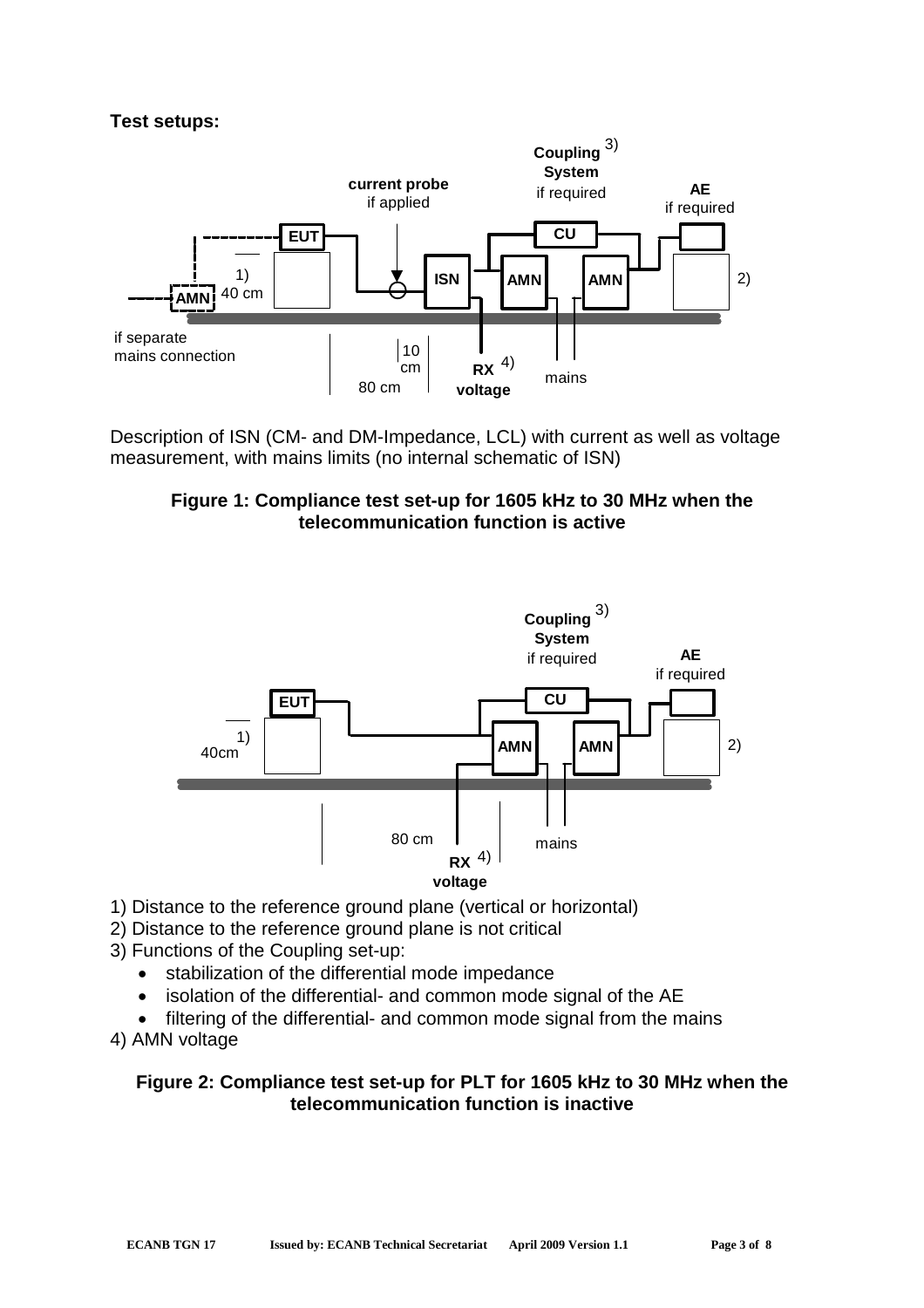**Test setups:**

Description of ISN (CM- and DM-Impedance, LCL) with current as well as voltage measurement, with mains limits (no internal schematic of ISN)

**Figure 1: Compliance test set-up for 1605 kHz to 30 MHz when the telecommunication function is active**

1) Distance to the reference ground plane (vertical or horizontal)

2) Distance to the reference ground plane is not critical

3) Functions of the Coupling set-up:

- stabilization of the differential mode impedance
- isolation of the differential- and common mode signal of the AE
- filtering of the differential- and common mode signal from the mains

4) AMN voltage

**Figure 2: Compliance test set-up for PLT for 1605 kHz to 30 MHz when the telecommunication function is inactive**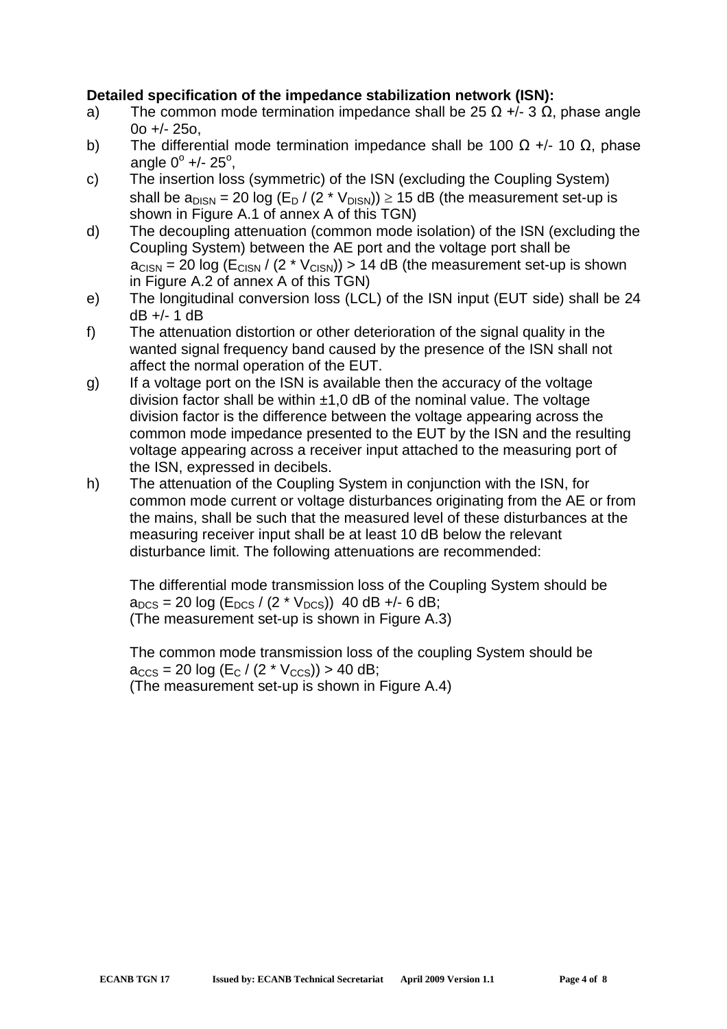**Detailed specification of the impedance stabilization network (ISN):**

a) The common mode termination impedance shall be 25 Ω +/- 3 Ω, phase angle 0o +/- 25o,

b) The differential mode termination impedance shall be 100 Ω +/- 10 Ω, phase angle $0^o$ +/- $25^o$,

c) The insertion loss (symmetric) of the ISN (excluding the Coupling System) shall be $a_{DISN} = 20 \log (E_D / (2 * V_{DISN})) \geq 15$ dB (the measurement set-up is shown in Figure A.1 of annex A of this TGN)

d) The decoupling attenuation (common mode isolation) of the ISN (excluding the Coupling System) between the AE port and the voltage port shall be $a_{CISN} = 20 \log (E_{CISN} / (2 * V_{CISN})) > 14$ dB (the measurement set-up is shown in Figure A.2 of annex A of this TGN)

e) The longitudinal conversion loss (LCL) of the ISN input (EUT side) shall be 24 dB +/- 1 dB

f) The attenuation distortion or other deterioration of the signal quality in the wanted signal frequency band caused by the presence of the ISN shall not affect the normal operation of the EUT.

g) If a voltage port on the ISN is available then the accuracy of the voltage division factor shall be within ±1,0 dB of the nominal value. The voltage division factor is the difference between the voltage appearing across the common mode impedance presented to the EUT by the ISN and the resulting voltage appearing across a receiver input attached to the measuring port of the ISN, expressed in decibels.

h) The attenuation of the Coupling System in conjunction with the ISN, for common mode current or voltage disturbances originating from the AE or from the mains, shall be such that the measured level of these disturbances at the measuring receiver input shall be at least 10 dB below the relevant disturbance limit. The following attenuations are recommended:

   The differential mode transmission loss of the Coupling System should be $a_{DCS} = 20 \log (E_{DCS} / (2 * V_{DCS}))$ 40 dB +/- 6 dB;
   (The measurement set-up is shown in Figure A.3)

   The common mode transmission loss of the coupling System should be $a_{CCS} = 20 \log (E_C / (2 * V_{CCS})) > 40$ dB;
   (The measurement set-up is shown in Figure A.4)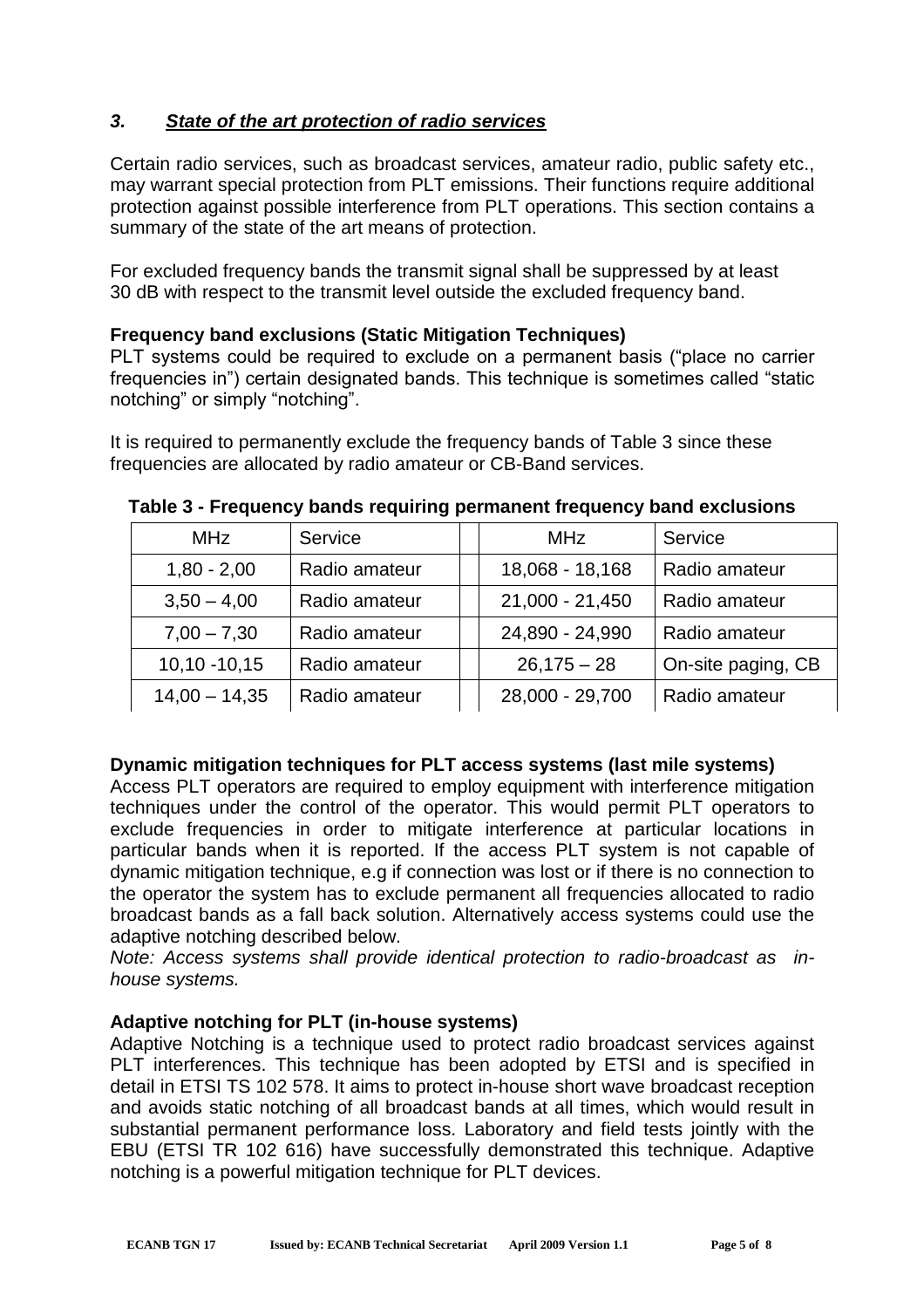### *3. State of the art protection of radio services*

Certain radio services, such as broadcast services, amateur radio, public safety etc., may warrant special protection from PLT emissions. Their functions require additional protection against possible interference from PLT operations. This section contains a summary of the state of the art means of protection.

For excluded frequency bands the transmit signal shall be suppressed by at least 30 dB with respect to the transmit level outside the excluded frequency band.

**Frequency band exclusions (Static Mitigation Techniques)**

PLT systems could be required to exclude on a permanent basis ("place no carrier frequencies in") certain designated bands. This technique is sometimes called "static notching" or simply "notching".

It is required to permanently exclude the frequency bands of Table 3 since these frequencies are allocated by radio amateur or CB-Band services.

**Table 3 - Frequency bands requiring permanent frequency band exclusions**

| MHz | Service | | MHz | Service |
|---|---|---|---|---|
| 1,80 - 2,00 | Radio amateur | | 18,068 - 18,168 | Radio amateur |
| 3,50 – 4,00 | Radio amateur | | 21,000 - 21,450 | Radio amateur |
| 7,00 – 7,30 | Radio amateur | | 24,890 - 24,990 | Radio amateur |
| 10,10 -10,15 | Radio amateur | | 26,175 – 28 | On-site paging, CB |
| 14,00 – 14,35 | Radio amateur | | 28,000 - 29,700 | Radio amateur |

**Dynamic mitigation techniques for PLT access systems (last mile systems)**

Access PLT operators are required to employ equipment with interference mitigation techniques under the control of the operator. This would permit PLT operators to exclude frequencies in order to mitigate interference at particular locations in particular bands when it is reported. If the access PLT system is not capable of dynamic mitigation technique, e.g if connection was lost or if there is no connection to the operator the system has to exclude permanent all frequencies allocated to radio broadcast bands as a fall back solution. Alternatively access systems could use the adaptive notching described below.

*Note: Access systems shall provide identical protection to radio-broadcast as in-house systems.*

**Adaptive notching for PLT (in-house systems)**

Adaptive Notching is a technique used to protect radio broadcast services against PLT interferences. This technique has been adopted by ETSI and is specified in detail in ETSI TS 102 578. It aims to protect in-house short wave broadcast reception and avoids static notching of all broadcast bands at all times, which would result in substantial permanent performance loss. Laboratory and field tests jointly with the EBU (ETSI TR 102 616) have successfully demonstrated this technique. Adaptive notching is a powerful mitigation technique for PLT devices.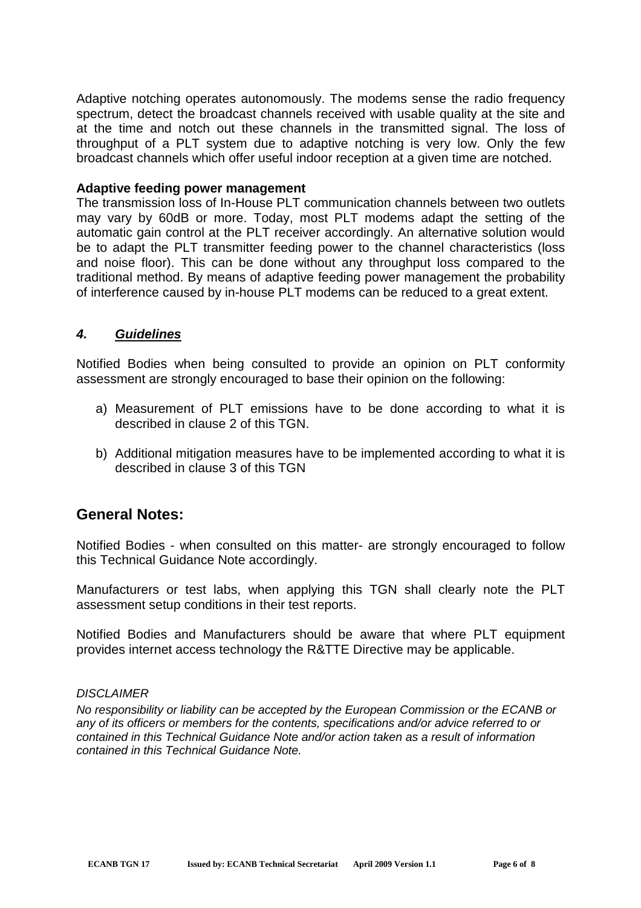Adaptive notching operates autonomously. The modems sense the radio frequency spectrum, detect the broadcast channels received with usable quality at the site and at the time and notch out these channels in the transmitted signal. The loss of throughput of a PLT system due to adaptive notching is very low. Only the few broadcast channels which offer useful indoor reception at a given time are notched.

**Adaptive feeding power management**

The transmission loss of In-House PLT communication channels between two outlets may vary by 60dB or more. Today, most PLT modems adapt the setting of the automatic gain control at the PLT receiver accordingly. An alternative solution would be to adapt the PLT transmitter feeding power to the channel characteristics (loss and noise floor). This can be done without any throughput loss compared to the traditional method. By means of adaptive feeding power management the probability of interference caused by in-house PLT modems can be reduced to a great extent.

### ***4. Guidelines***

Notified Bodies when being consulted to provide an opinion on PLT conformity assessment are strongly encouraged to base their opinion on the following:

a) Measurement of PLT emissions have to be done according to what it is described in clause 2 of this TGN.

b) Additional mitigation measures have to be implemented according to what it is described in clause 3 of this TGN

## General Notes:

Notified Bodies - when consulted on this matter- are strongly encouraged to follow this Technical Guidance Note accordingly.

Manufacturers or test labs, when applying this TGN shall clearly note the PLT assessment setup conditions in their test reports.

Notified Bodies and Manufacturers should be aware that where PLT equipment provides internet access technology the R&TTE Directive may be applicable.

*DISCLAIMER*

*No responsibility or liability can be accepted by the European Commission or the ECANB or any of its officers or members for the contents, specifications and/or advice referred to or contained in this Technical Guidance Note and/or action taken as a result of information contained in this Technical Guidance Note.*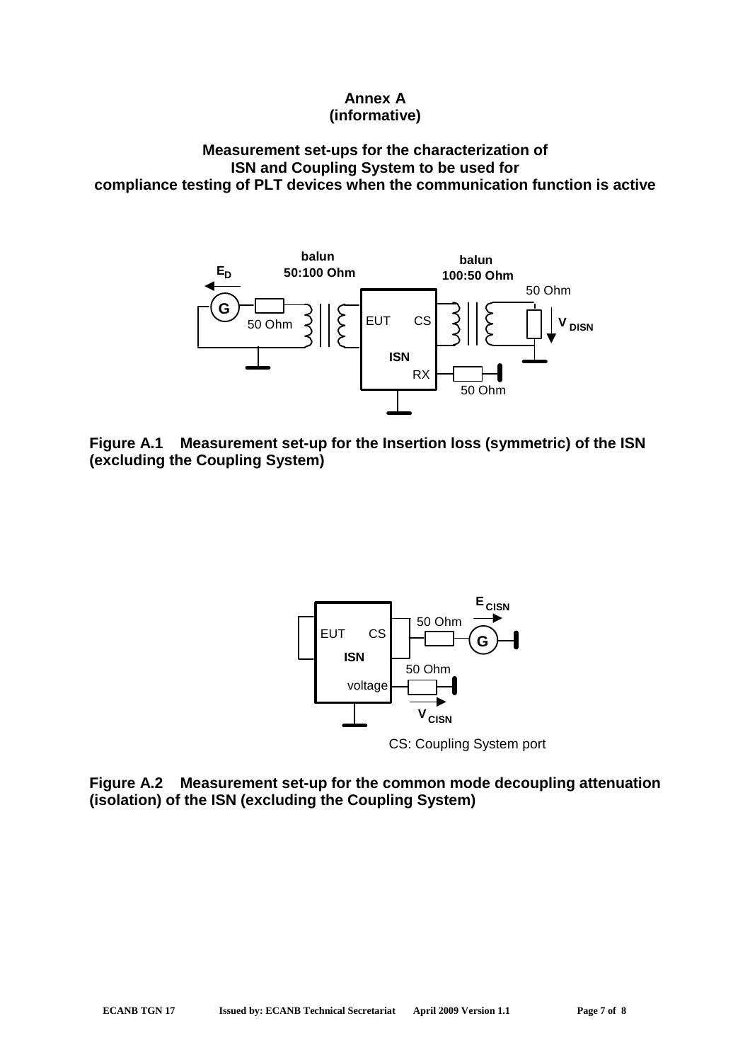# Annex A
**(informative)**

## Measurement set-ups for the characterization of ISN and Coupling System to be used for compliance testing of PLT devices when the communication function is active

**Figure A.1 Measurement set-up for the Insertion loss (symmetric) of the ISN (excluding the Coupling System)**

CS: Coupling System port

**Figure A.2 Measurement set-up for the common mode decoupling attenuation (isolation) of the ISN (excluding the Coupling System)**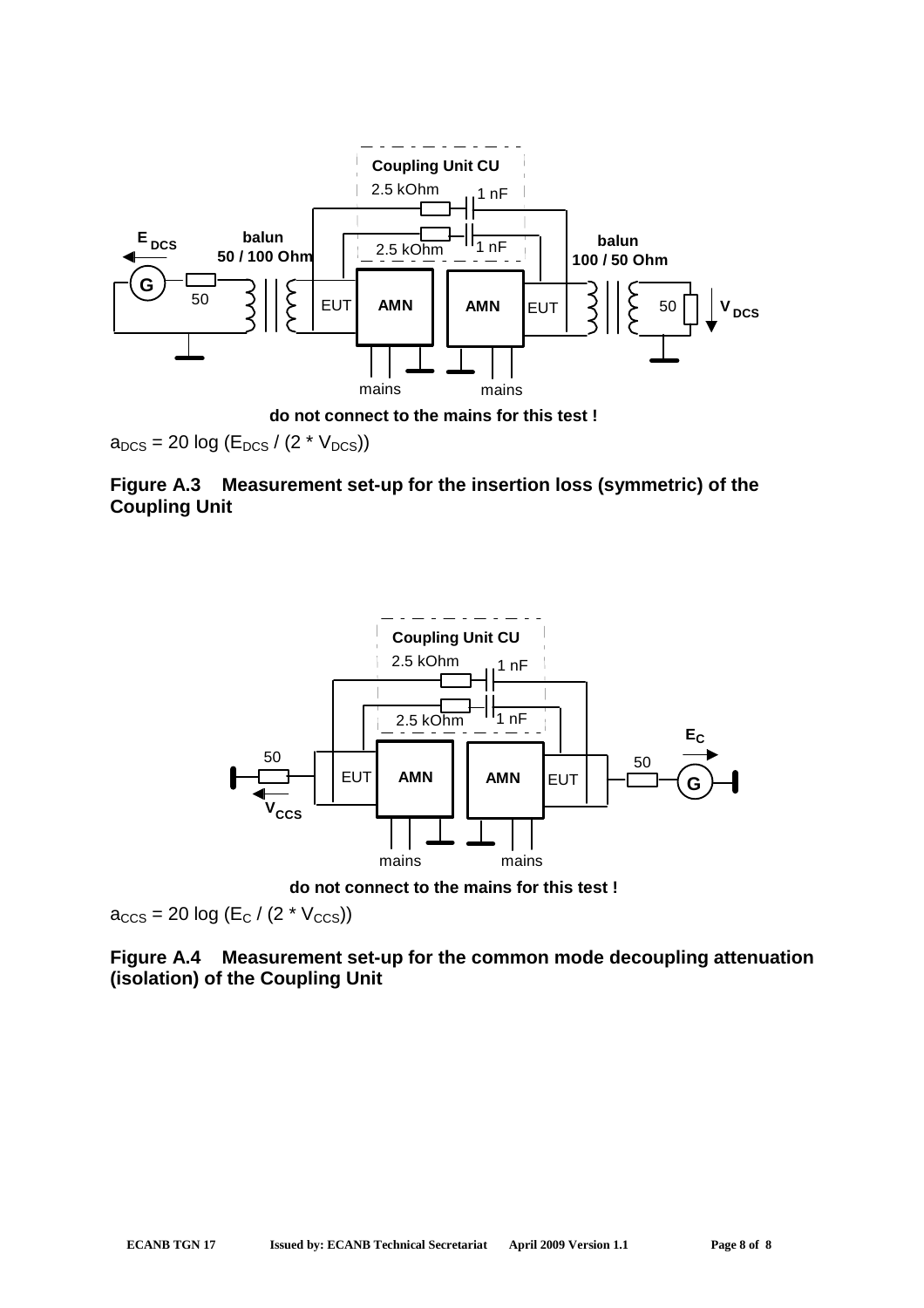Coupling Unit CU

2.5 kOhm

1 nF

2.5 kOhm

1 nF

E DCS

balun

50 / 100 Ohm

G

50

EUT

AMN

AMN

EUT

balun

100 / 50 Ohm

50

V DCS

mains

mains

**do not connect to the mains for this test !**

$a_{DCS} = 20 \log (E_{DCS} / (2 * V_{DCS}))$

**Figure A.3 Measurement set-up for the insertion loss (symmetric) of the Coupling Unit**

Coupling Unit CU

2.5 kOhm

1 nF

2.5 kOhm

1 nF

50

V CCS

EUT

AMN

AMN

EUT

E C

50

G

mains

mains

**do not connect to the mains for this test !**

$a_{CCS} = 20 \log (E_C / (2 * V_{CCS}))$

**Figure A.4 Measurement set-up for the common mode decoupling attenuation (isolation) of the Coupling Unit**